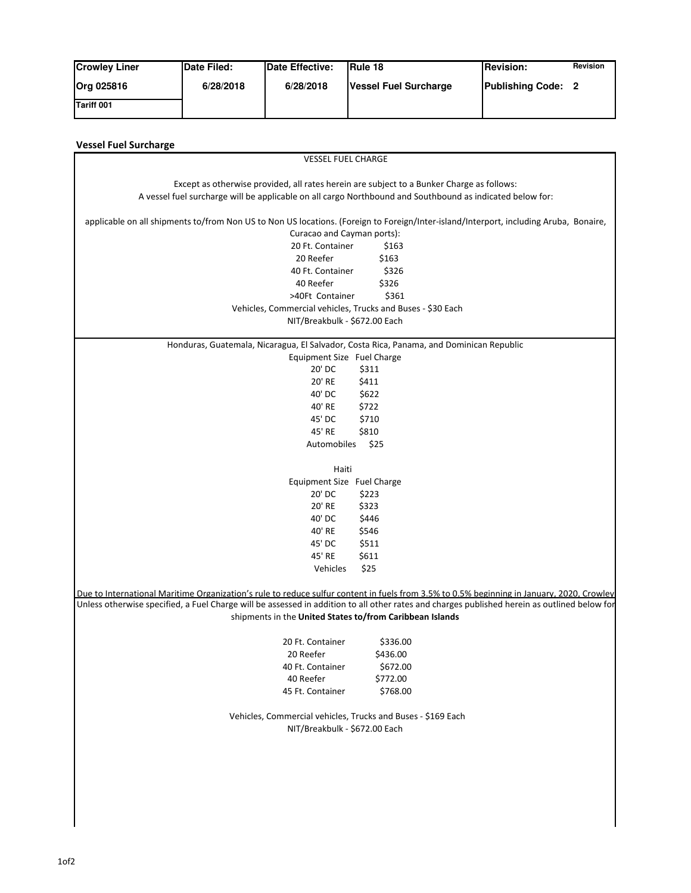| Crowley Liner | Date Filed: | Date Effective: | Rule 18 | Revision: | Revision |
|---|---|---|---|---|---|
| Org 025816 | 6/28/2018 | 6/28/2018 | Vessel Fuel Surcharge | Publishing Code: | 2 |
| Tariff 001 | | | | | |

## Vessel Fuel Surcharge

VESSEL FUEL CHARGE

Except as otherwise provided, all rates herein are subject to a Bunker Charge as follows:
A vessel fuel surcharge will be applicable on all cargo Northbound and Southbound as indicated below for:

applicable on all shipments to/from Non US to Non US locations. (Foreign to Foreign/Inter-island/Interport, including Aruba, Bonaire, Curacao and Cayman ports):

| | |
|---|---|
| 20 Ft. Container | $163 |
| 20 Reefer | $163 |
| 40 Ft. Container | $326 |
| 40 Reefer | $326 |
| >40Ft Container | $361 |

Vehicles, Commercial vehicles, Trucks and Buses - $30 Each
NIT/Breakbulk - $672.00 Each

Honduras, Guatemala, Nicaragua, El Salvador, Costa Rica, Panama, and Dominican Republic

| Equipment Size | Fuel Charge |
|---|---|
| 20' DC | $311 |
| 20' RE | $411 |
| 40' DC | $622 |
| 40' RE | $722 |
| 45' DC | $710 |
| 45' RE | $810 |
| Automobiles | $25 |

Haiti

| Equipment Size | Fuel Charge |
|---|---|
| 20' DC | $223 |
| 20' RE | $323 |
| 40' DC | $446 |
| 40' RE | $546 |
| 45' DC | $511 |
| 45' RE | $611 |
| Vehicles | $25 |

Due to International Maritime Organization's rule to reduce sulfur content in fuels from 3.5% to 0.5% beginning in January, 2020, Crowley

Unless otherwise specified, a Fuel Charge will be assessed in addition to all other rates and charges published herein as outlined below for shipments in the **United States to/from Caribbean Islands**

| | |
|---|---|
| 20 Ft. Container | $336.00 |
| 20 Reefer | $436.00 |
| 40 Ft. Container | $672.00 |
| 40 Reefer | $772.00 |
| 45 Ft. Container | $768.00 |

Vehicles, Commercial vehicles, Trucks and Buses - $169 Each
NIT/Breakbulk - $672.00 Each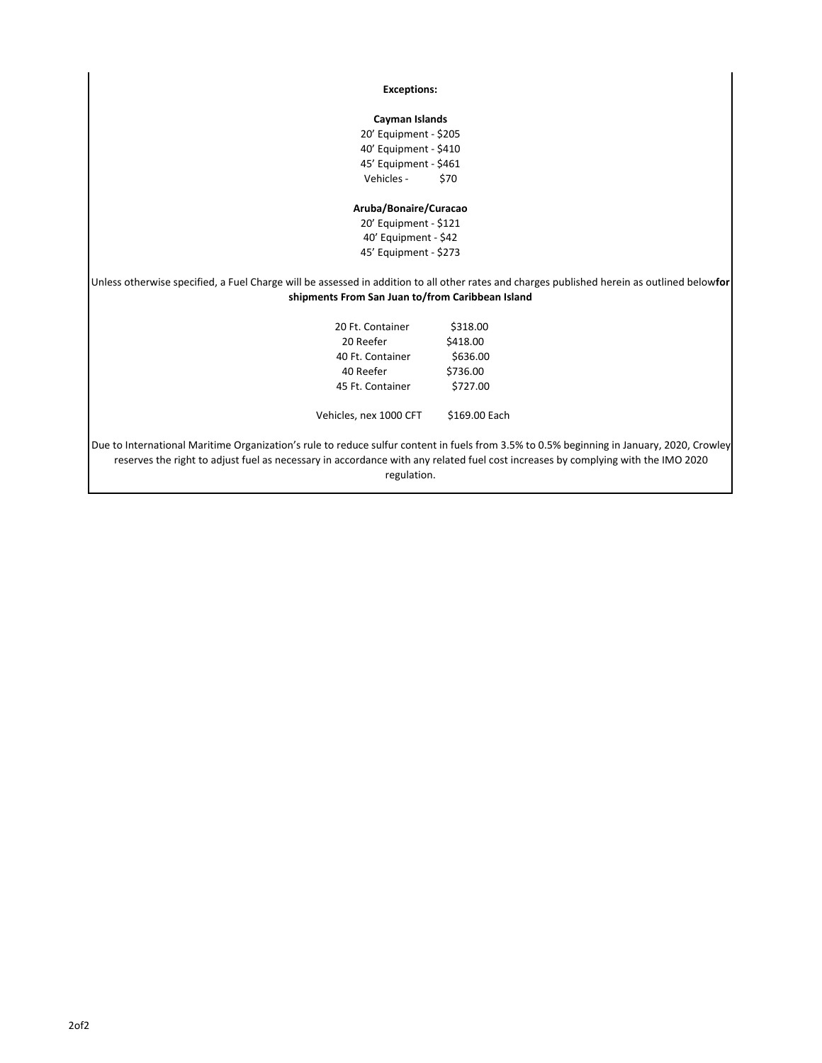**Exceptions:**

**Cayman Islands**

20' Equipment - $205
40' Equipment - $410
45' Equipment - $461
Vehicles - $70

**Aruba/Bonaire/Curacao**

20' Equipment - $121
40' Equipment - $42
45' Equipment - $273

Unless otherwise specified, a Fuel Charge will be assessed in addition to all other rates and charges published herein as outlined below**for shipments From San Juan to/from Caribbean Island**

| | |
|---|---|
| 20 Ft. Container | $318.00 |
| 20 Reefer | $418.00 |
| 40 Ft. Container | $636.00 |
| 40 Reefer | $736.00 |
| 45 Ft. Container | $727.00 |
| Vehicles, nex 1000 CFT | $169.00 Each |

Due to International Maritime Organization's rule to reduce sulfur content in fuels from 3.5% to 0.5% beginning in January, 2020, Crowley reserves the right to adjust fuel as necessary in accordance with any related fuel cost increases by complying with the IMO 2020 regulation.